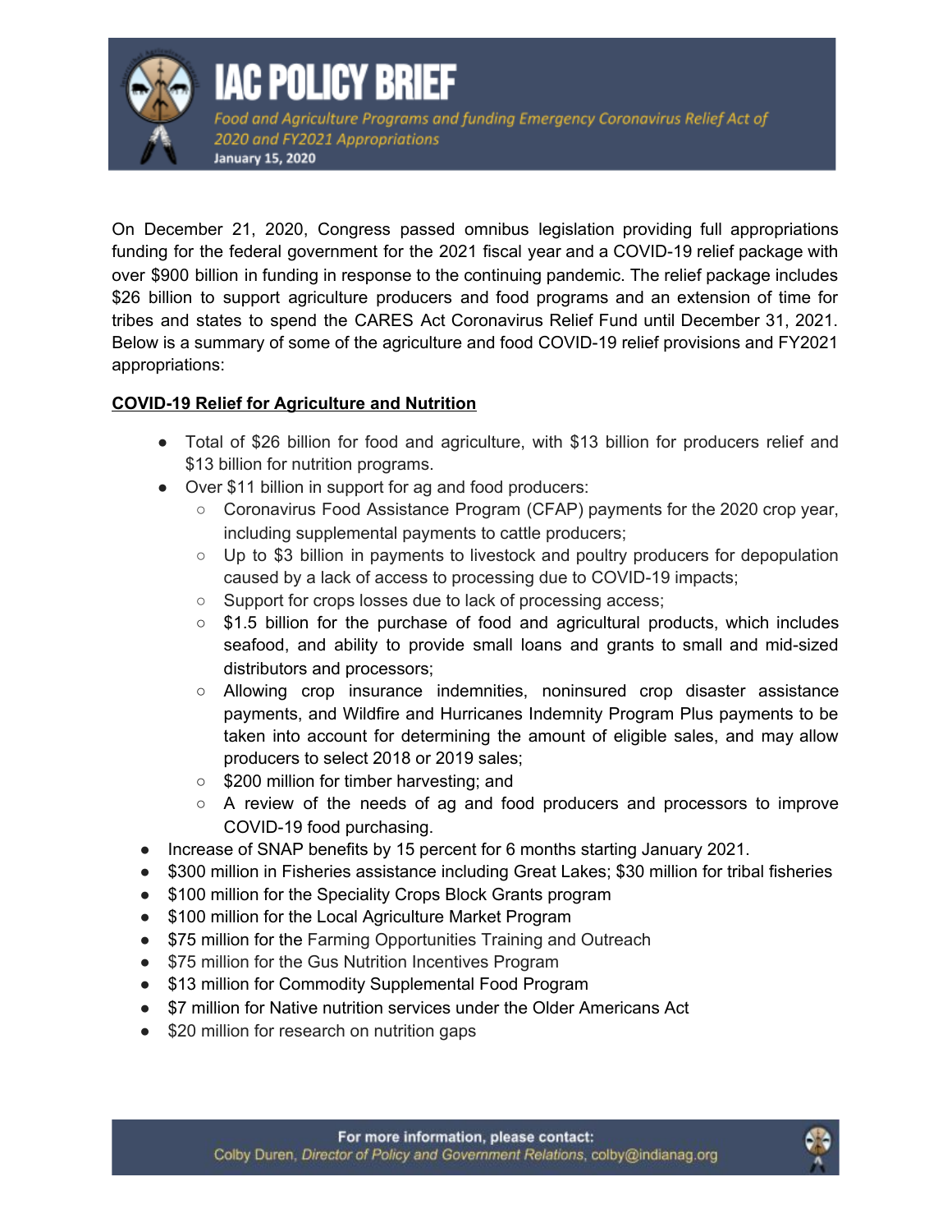# IAC POLICY BRIEF

*Food and Agriculture Programs and funding Emergency Coronavirus Relief Act of 2020 and FY2021 Appropriations*

**January 15, 2020**

On December 21, 2020, Congress passed omnibus legislation providing full appropriations funding for the federal government for the 2021 fiscal year and a COVID-19 relief package with over $900 billion in funding in response to the continuing pandemic. The relief package includes $26 billion to support agriculture producers and food programs and an extension of time for tribes and states to spend the CARES Act Coronavirus Relief Fund until December 31, 2021. Below is a summary of some of the agriculture and food COVID-19 relief provisions and FY2021 appropriations:

## COVID-19 Relief for Agriculture and Nutrition

- Total of $26 billion for food and agriculture, with $13 billion for producers relief and $13 billion for nutrition programs.
- Over $11 billion in support for ag and food producers:
    - Coronavirus Food Assistance Program (CFAP) payments for the 2020 crop year, including supplemental payments to cattle producers;
    - Up to $3 billion in payments to livestock and poultry producers for depopulation caused by a lack of access to processing due to COVID-19 impacts;
    - Support for crops losses due to lack of processing access;
    - $1.5 billion for the purchase of food and agricultural products, which includes seafood, and ability to provide small loans and grants to small and mid-sized distributors and processors;
    - Allowing crop insurance indemnities, noninsured crop disaster assistance payments, and Wildfire and Hurricanes Indemnity Program Plus payments to be taken into account for determining the amount of eligible sales, and may allow producers to select 2018 or 2019 sales;
    - $200 million for timber harvesting; and
    - A review of the needs of ag and food producers and processors to improve COVID-19 food purchasing.
- Increase of SNAP benefits by 15 percent for 6 months starting January 2021.
- $300 million in Fisheries assistance including Great Lakes; $30 million for tribal fisheries
- $100 million for the Speciality Crops Block Grants program
- $100 million for the Local Agriculture Market Program
- $75 million for the Farming Opportunities Training and Outreach
- $75 million for the Gus Nutrition Incentives Program
- $13 million for Commodity Supplemental Food Program
- $7 million for Native nutrition services under the Older Americans Act
- $20 million for research on nutrition gaps

For more information, please contact:
Colby Duren, *Director of Policy and Government Relations*, colby@indianag.org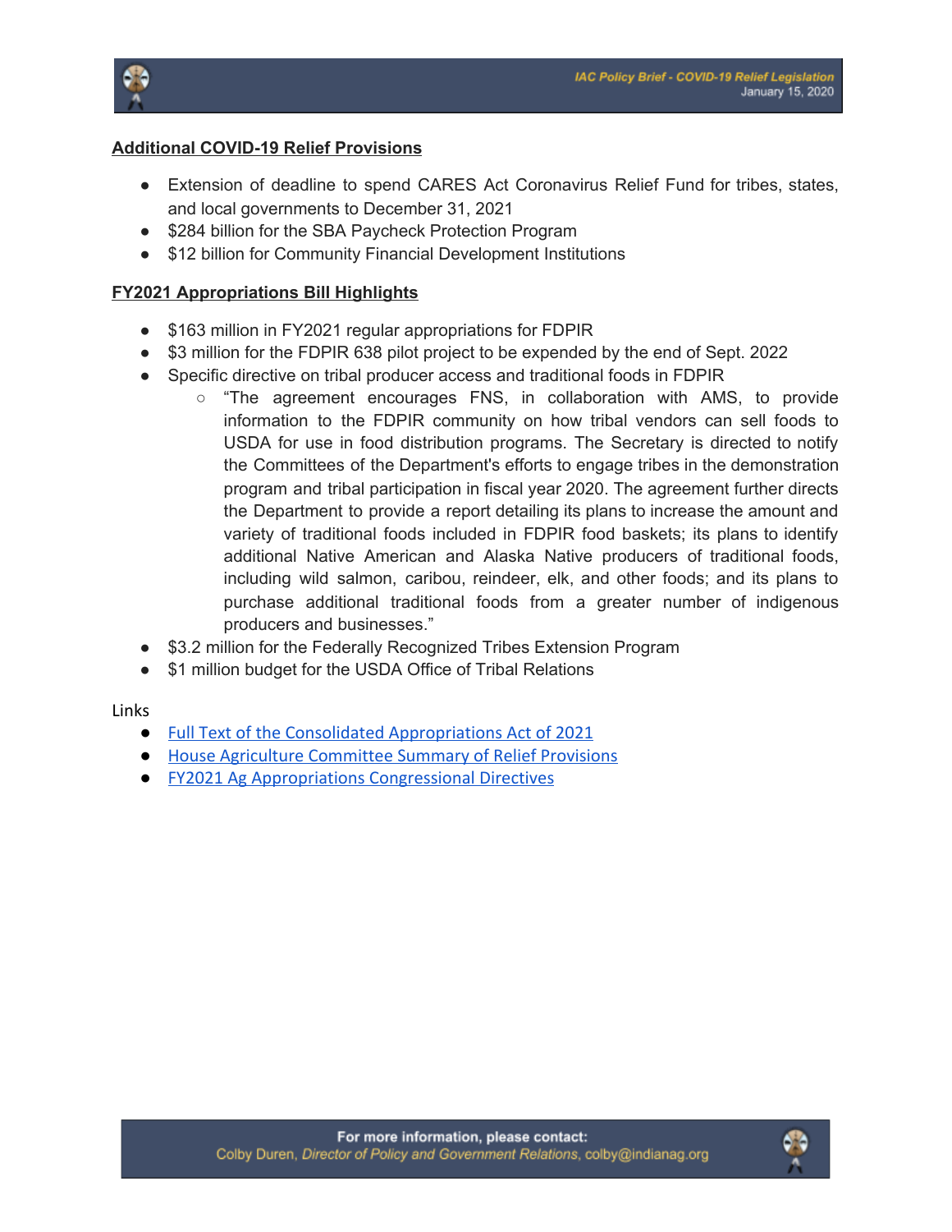**Additional COVID-19 Relief Provisions**

- Extension of deadline to spend CARES Act Coronavirus Relief Fund for tribes, states, and local governments to December 31, 2021
- $284 billion for the SBA Paycheck Protection Program
- $12 billion for Community Financial Development Institutions

**FY2021 Appropriations Bill Highlights**

- $163 million in FY2021 regular appropriations for FDPIR
- $3 million for the FDPIR 638 pilot project to be expended by the end of Sept. 2022
- Specific directive on tribal producer access and traditional foods in FDPIR
  - "The agreement encourages FNS, in collaboration with AMS, to provide information to the FDPIR community on how tribal vendors can sell foods to USDA for use in food distribution programs. The Secretary is directed to notify the Committees of the Department's efforts to engage tribes in the demonstration program and tribal participation in fiscal year 2020. The agreement further directs the Department to provide a report detailing its plans to increase the amount and variety of traditional foods included in FDPIR food baskets; its plans to identify additional Native American and Alaska Native producers of traditional foods, including wild salmon, caribou, reindeer, elk, and other foods; and its plans to purchase additional traditional foods from a greater number of indigenous producers and businesses."
- $3.2 million for the Federally Recognized Tribes Extension Program
- $1 million budget for the USDA Office of Tribal Relations

Links

- Full Text of the Consolidated Appropriations Act of 2021
- House Agriculture Committee Summary of Relief Provisions
- FY2021 Ag Appropriations Congressional Directives

**For more information, please contact:**
Colby Duren, *Director of Policy and Government Relations*, colby@indianag.org